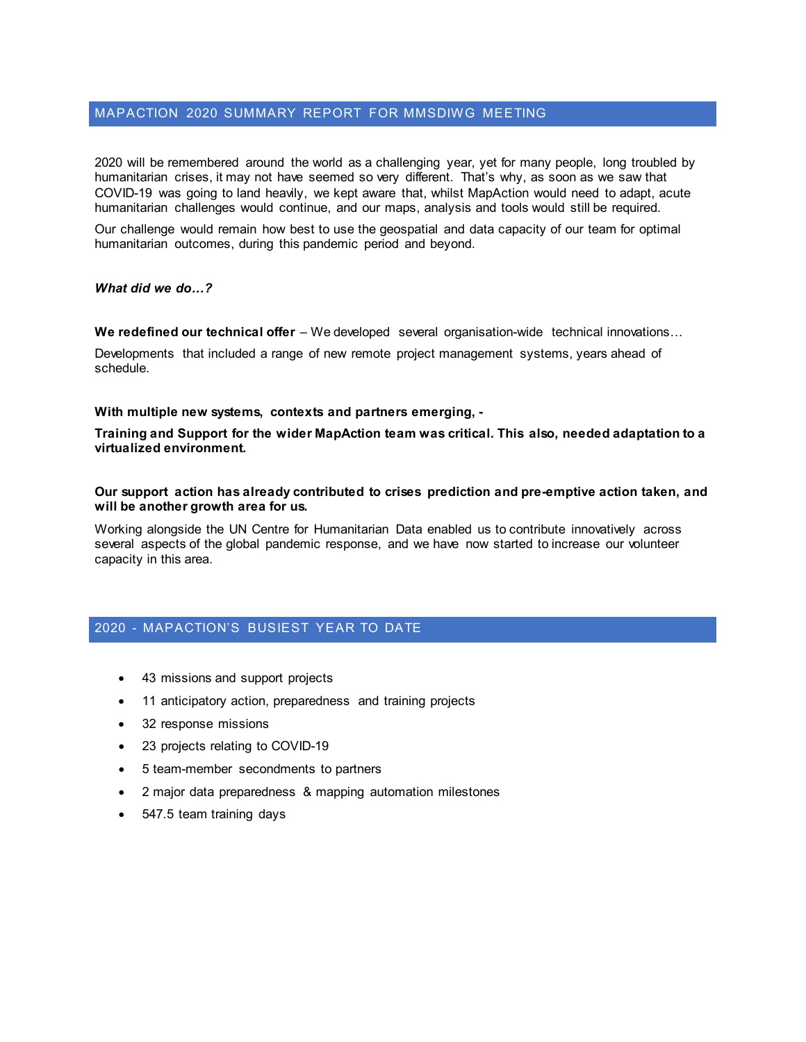## MAPACTION 2020 SUMMARY REPORT FOR MMSDIWG MEETING

2020 will be remembered around the world as a challenging year, yet for many people, long troubled by humanitarian crises, it may not have seemed so very different. That's why, as soon as we saw that COVID-19 was going to land heavily, we kept aware that, whilst MapAction would need to adapt, acute humanitarian challenges would continue, and our maps, analysis and tools would still be required.

Our challenge would remain how best to use the geospatial and data capacity of our team for optimal humanitarian outcomes, during this pandemic period and beyond.

***What did we do…?***

**We redefined our technical offer** – We developed several organisation-wide technical innovations…

Developments that included a range of new remote project management systems, years ahead of schedule.

**With multiple new systems, contexts and partners emerging, -**

**Training and Support for the wider MapAction team was critical. This also, needed adaptation to a virtualized environment.**

**Our support action has already contributed to crises prediction and pre-emptive action taken, and will be another growth area for us.**

Working alongside the UN Centre for Humanitarian Data enabled us to contribute innovatively across several aspects of the global pandemic response, and we have now started to increase our volunteer capacity in this area.

## 2020 - MAPACTION'S BUSIEST YEAR TO DATE

- 43 missions and support projects
- 11 anticipatory action, preparedness and training projects
- 32 response missions
- 23 projects relating to COVID-19
- 5 team-member secondments to partners
- 2 major data preparedness & mapping automation milestones
- 547.5 team training days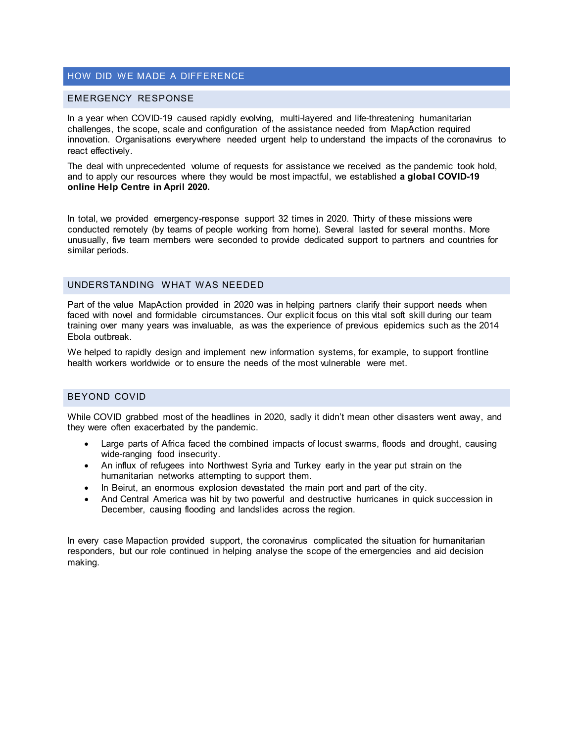## HOW DID WE MADE A DIFFERENCE

### EMERGENCY RESPONSE

In a year when COVID-19 caused rapidly evolving, multi-layered and life-threatening humanitarian challenges, the scope, scale and configuration of the assistance needed from MapAction required innovation. Organisations everywhere needed urgent help to understand the impacts of the coronavirus to react effectively.

The deal with unprecedented volume of requests for assistance we received as the pandemic took hold, and to apply our resources where they would be most impactful, we established **a global COVID-19 online Help Centre in April 2020.**

In total, we provided emergency-response support 32 times in 2020. Thirty of these missions were conducted remotely (by teams of people working from home). Several lasted for several months. More unusually, five team members were seconded to provide dedicated support to partners and countries for similar periods.

### UNDERSTANDING WHAT WAS NEEDED

Part of the value MapAction provided in 2020 was in helping partners clarify their support needs when faced with novel and formidable circumstances. Our explicit focus on this vital soft skill during our team training over many years was invaluable, as was the experience of previous epidemics such as the 2014 Ebola outbreak.

We helped to rapidly design and implement new information systems, for example, to support frontline health workers worldwide or to ensure the needs of the most vulnerable were met.

### BEYOND COVID

While COVID grabbed most of the headlines in 2020, sadly it didn't mean other disasters went away, and they were often exacerbated by the pandemic.

- Large parts of Africa faced the combined impacts of locust swarms, floods and drought, causing wide-ranging food insecurity.
- An influx of refugees into Northwest Syria and Turkey early in the year put strain on the humanitarian networks attempting to support them.
- In Beirut, an enormous explosion devastated the main port and part of the city.
- And Central America was hit by two powerful and destructive hurricanes in quick succession in December, causing flooding and landslides across the region.

In every case Mapaction provided support, the coronavirus complicated the situation for humanitarian responders, but our role continued in helping analyse the scope of the emergencies and aid decision making.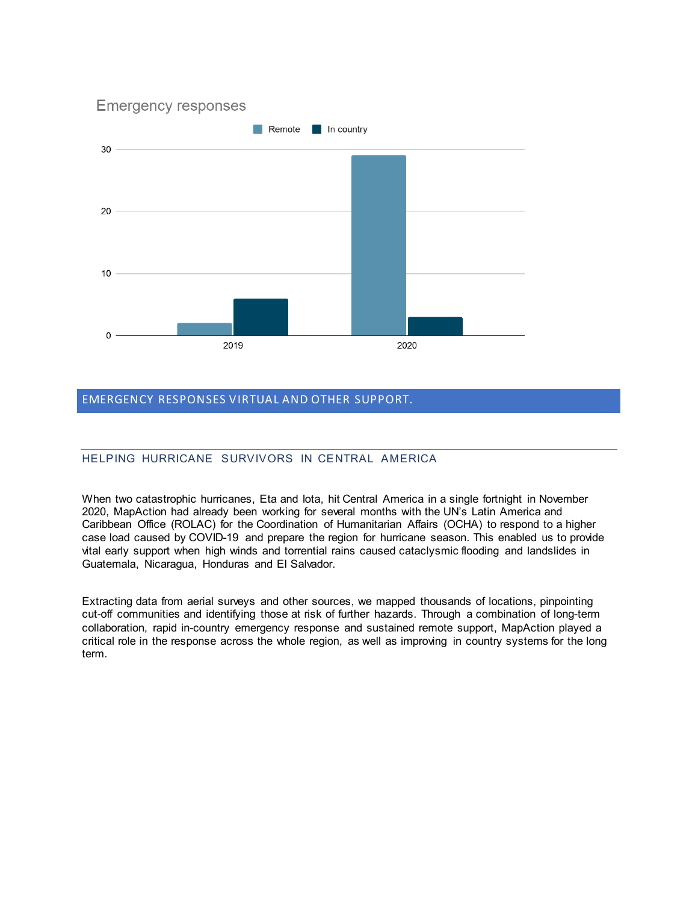Emergency responses

| | Remote | In country |
|---|---|---|
| 2019 | 2 | 6 |
| 2020 | 29 | 3 |

## EMERGENCY RESPONSES VIRTUAL AND OTHER SUPPORT.

### HELPING HURRICANE SURVIVORS IN CENTRAL AMERICA

When two catastrophic hurricanes, Eta and Iota, hit Central America in a single fortnight in November 2020, MapAction had already been working for several months with the UN's Latin America and Caribbean Office (ROLAC) for the Coordination of Humanitarian Affairs (OCHA) to respond to a higher case load caused by COVID-19 and prepare the region for hurricane season. This enabled us to provide vital early support when high winds and torrential rains caused cataclysmic flooding and landslides in Guatemala, Nicaragua, Honduras and El Salvador.

Extracting data from aerial surveys and other sources, we mapped thousands of locations, pinpointing cut-off communities and identifying those at risk of further hazards. Through a combination of long-term collaboration, rapid in-country emergency response and sustained remote support, MapAction played a critical role in the response across the whole region, as well as improving in country systems for the long term.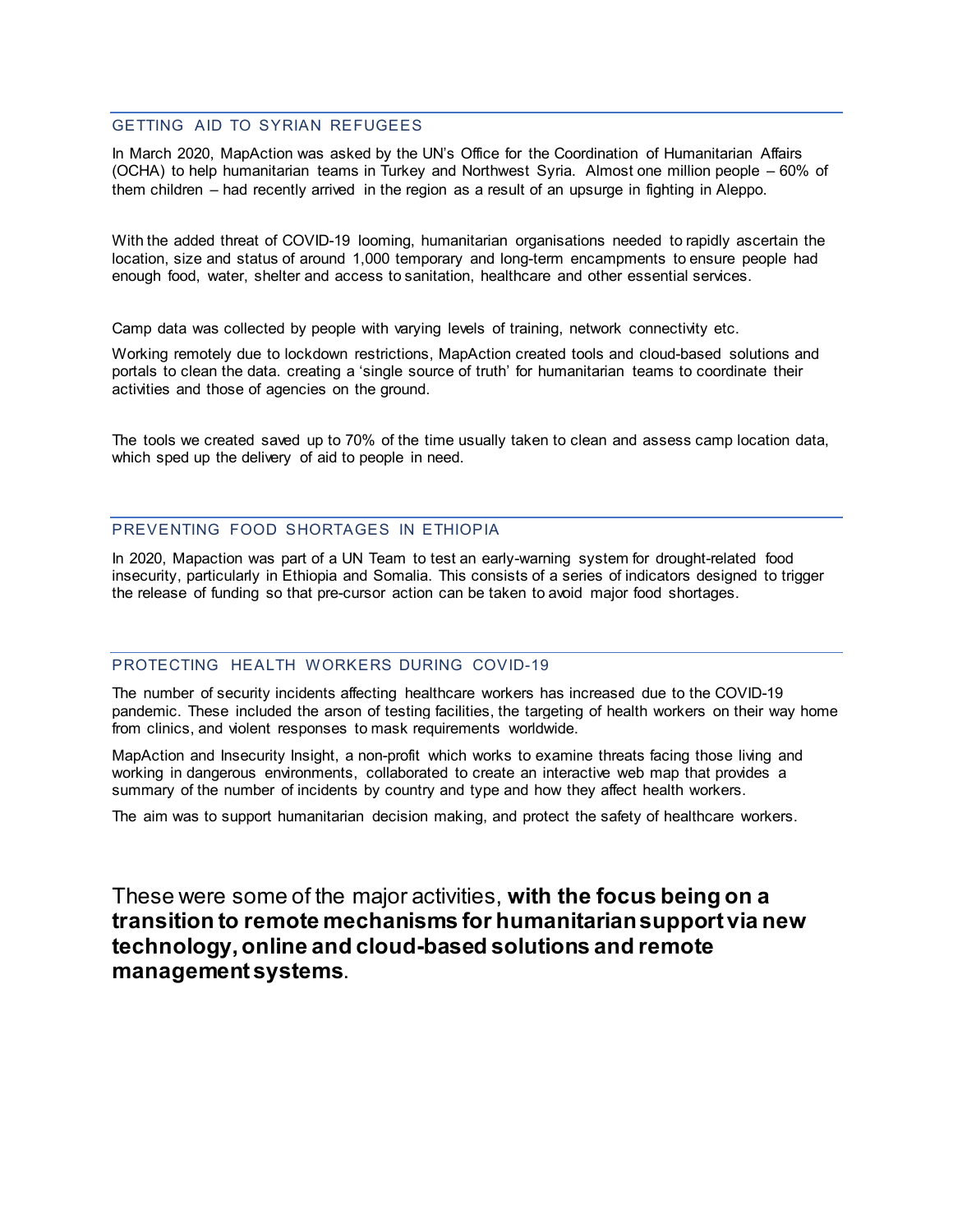## GETTING AID TO SYRIAN REFUGEES

In March 2020, MapAction was asked by the UN's Office for the Coordination of Humanitarian Affairs (OCHA) to help humanitarian teams in Turkey and Northwest Syria. Almost one million people – 60% of them children – had recently arrived in the region as a result of an upsurge in fighting in Aleppo.

With the added threat of COVID-19 looming, humanitarian organisations needed to rapidly ascertain the location, size and status of around 1,000 temporary and long-term encampments to ensure people had enough food, water, shelter and access to sanitation, healthcare and other essential services.

Camp data was collected by people with varying levels of training, network connectivity etc.

Working remotely due to lockdown restrictions, MapAction created tools and cloud-based solutions and portals to clean the data. creating a 'single source of truth' for humanitarian teams to coordinate their activities and those of agencies on the ground.

The tools we created saved up to 70% of the time usually taken to clean and assess camp location data, which sped up the delivery of aid to people in need.

## PREVENTING FOOD SHORTAGES IN ETHIOPIA

In 2020, Mapaction was part of a UN Team to test an early-warning system for drought-related food insecurity, particularly in Ethiopia and Somalia. This consists of a series of indicators designed to trigger the release of funding so that pre-cursor action can be taken to avoid major food shortages.

## PROTECTING HEALTH WORKERS DURING COVID-19

The number of security incidents affecting healthcare workers has increased due to the COVID-19 pandemic. These included the arson of testing facilities, the targeting of health workers on their way home from clinics, and violent responses to mask requirements worldwide.

MapAction and Insecurity Insight, a non-profit which works to examine threats facing those living and working in dangerous environments, collaborated to create an interactive web map that provides a summary of the number of incidents by country and type and how they affect health workers.

The aim was to support humanitarian decision making, and protect the safety of healthcare workers.

These were some of the major activities, **with the focus being on a transition to remote mechanisms for humanitarian support via new technology, online and cloud-based solutions and remote management systems**.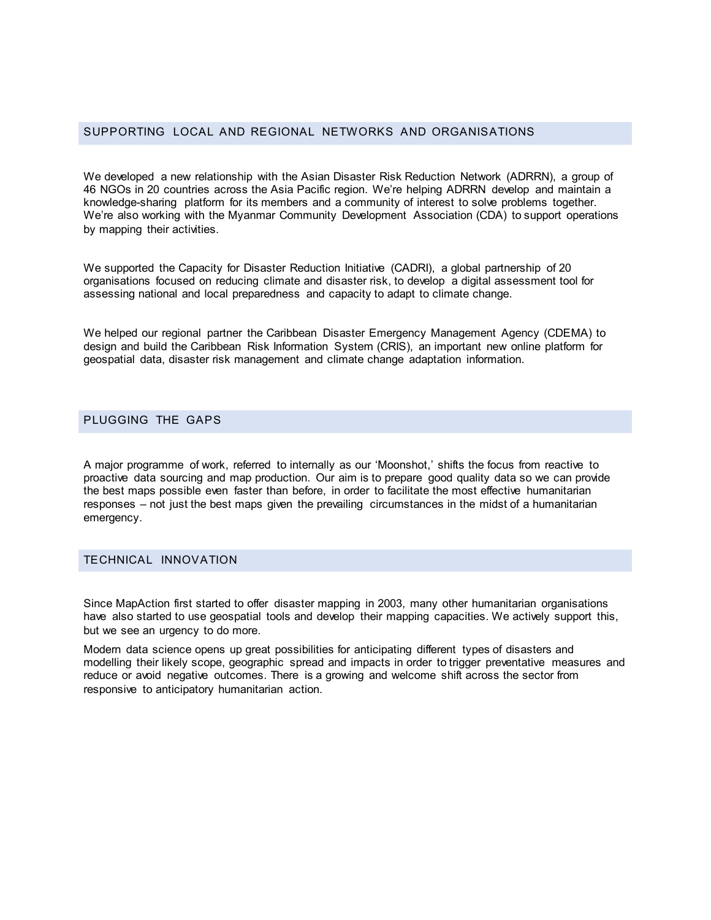## SUPPORTING LOCAL AND REGIONAL NETWORKS AND ORGANISATIONS

We developed a new relationship with the Asian Disaster Risk Reduction Network (ADRRN), a group of 46 NGOs in 20 countries across the Asia Pacific region. We're helping ADRRN develop and maintain a knowledge-sharing platform for its members and a community of interest to solve problems together. We're also working with the Myanmar Community Development Association (CDA) to support operations by mapping their activities.

We supported the Capacity for Disaster Reduction Initiative (CADRI), a global partnership of 20 organisations focused on reducing climate and disaster risk, to develop a digital assessment tool for assessing national and local preparedness and capacity to adapt to climate change.

We helped our regional partner the Caribbean Disaster Emergency Management Agency (CDEMA) to design and build the Caribbean Risk Information System (CRIS), an important new online platform for geospatial data, disaster risk management and climate change adaptation information.

## PLUGGING THE GAPS

A major programme of work, referred to internally as our 'Moonshot,' shifts the focus from reactive to proactive data sourcing and map production. Our aim is to prepare good quality data so we can provide the best maps possible even faster than before, in order to facilitate the most effective humanitarian responses – not just the best maps given the prevailing circumstances in the midst of a humanitarian emergency.

## TECHNICAL INNOVATION

Since MapAction first started to offer disaster mapping in 2003, many other humanitarian organisations have also started to use geospatial tools and develop their mapping capacities. We actively support this, but we see an urgency to do more.

Modern data science opens up great possibilities for anticipating different types of disasters and modelling their likely scope, geographic spread and impacts in order to trigger preventative measures and reduce or avoid negative outcomes. There is a growing and welcome shift across the sector from responsive to anticipatory humanitarian action.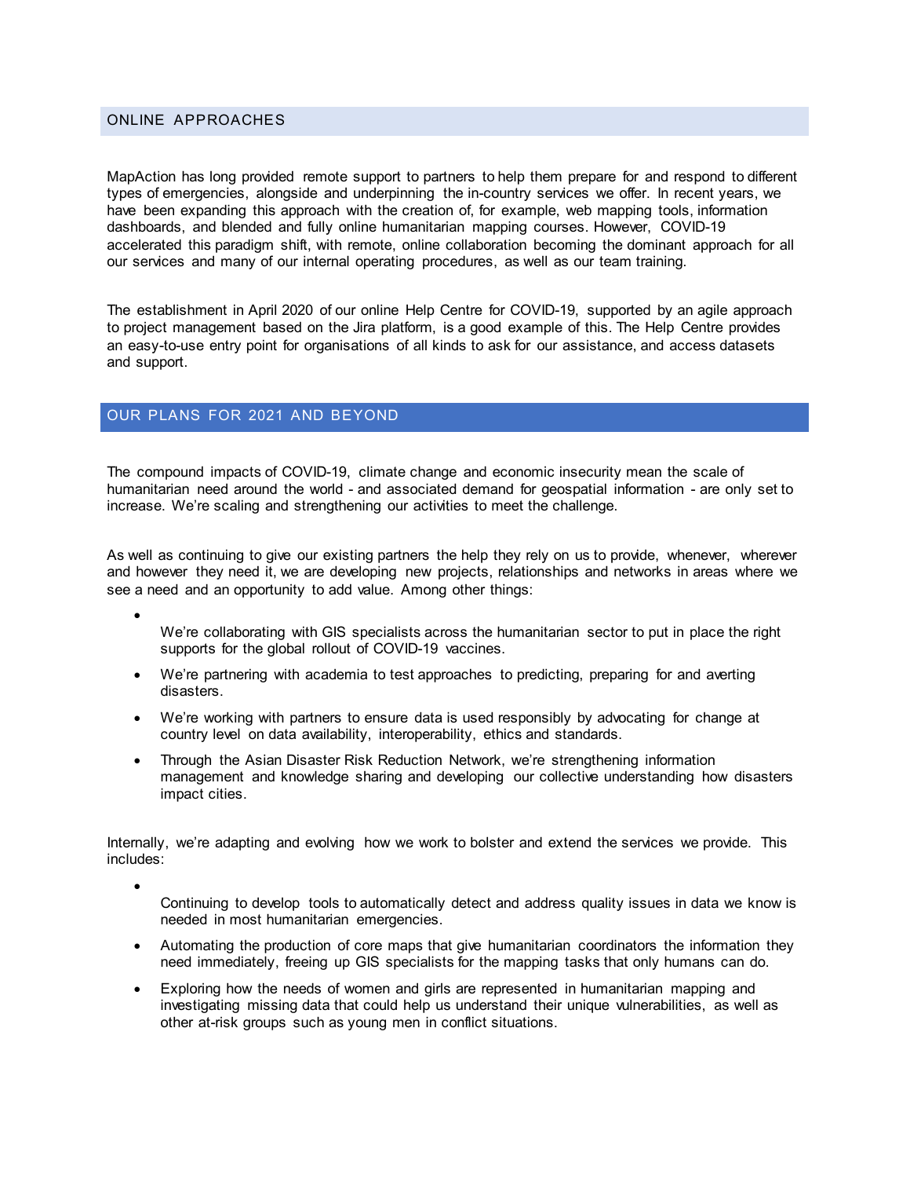## ONLINE APPROACHES

MapAction has long provided remote support to partners to help them prepare for and respond to different types of emergencies, alongside and underpinning the in-country services we offer. In recent years, we have been expanding this approach with the creation of, for example, web mapping tools, information dashboards, and blended and fully online humanitarian mapping courses. However, COVID-19 accelerated this paradigm shift, with remote, online collaboration becoming the dominant approach for all our services and many of our internal operating procedures, as well as our team training.

The establishment in April 2020 of our online Help Centre for COVID-19, supported by an agile approach to project management based on the Jira platform, is a good example of this. The Help Centre provides an easy-to-use entry point for organisations of all kinds to ask for our assistance, and access datasets and support.

## OUR PLANS FOR 2021 AND BEYOND

The compound impacts of COVID-19, climate change and economic insecurity mean the scale of humanitarian need around the world - and associated demand for geospatial information - are only set to increase. We're scaling and strengthening our activities to meet the challenge.

As well as continuing to give our existing partners the help they rely on us to provide, whenever, wherever and however they need it, we are developing new projects, relationships and networks in areas where we see a need and an opportunity to add value. Among other things:

- We're collaborating with GIS specialists across the humanitarian sector to put in place the right supports for the global rollout of COVID-19 vaccines.
- We're partnering with academia to test approaches to predicting, preparing for and averting disasters.
- We're working with partners to ensure data is used responsibly by advocating for change at country level on data availability, interoperability, ethics and standards.
- Through the Asian Disaster Risk Reduction Network, we're strengthening information management and knowledge sharing and developing our collective understanding how disasters impact cities.

Internally, we're adapting and evolving how we work to bolster and extend the services we provide. This includes:

- Continuing to develop tools to automatically detect and address quality issues in data we know is needed in most humanitarian emergencies.
- Automating the production of core maps that give humanitarian coordinators the information they need immediately, freeing up GIS specialists for the mapping tasks that only humans can do.
- Exploring how the needs of women and girls are represented in humanitarian mapping and investigating missing data that could help us understand their unique vulnerabilities, as well as other at-risk groups such as young men in conflict situations.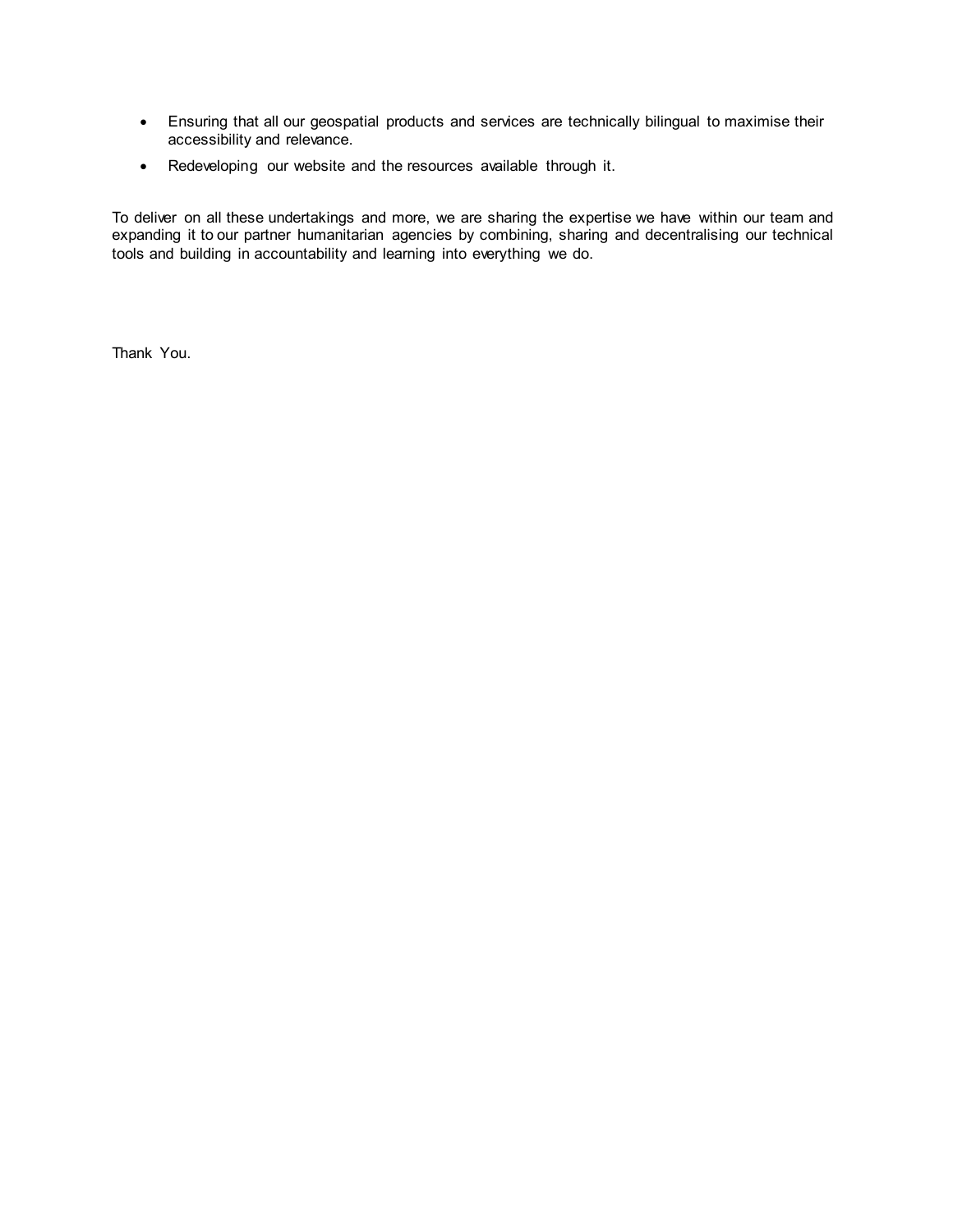- Ensuring that all our geospatial products and services are technically bilingual to maximise their accessibility and relevance.
- Redeveloping our website and the resources available through it.

To deliver on all these undertakings and more, we are sharing the expertise we have within our team and expanding it to our partner humanitarian agencies by combining, sharing and decentralising our technical tools and building in accountability and learning into everything we do.

Thank You.